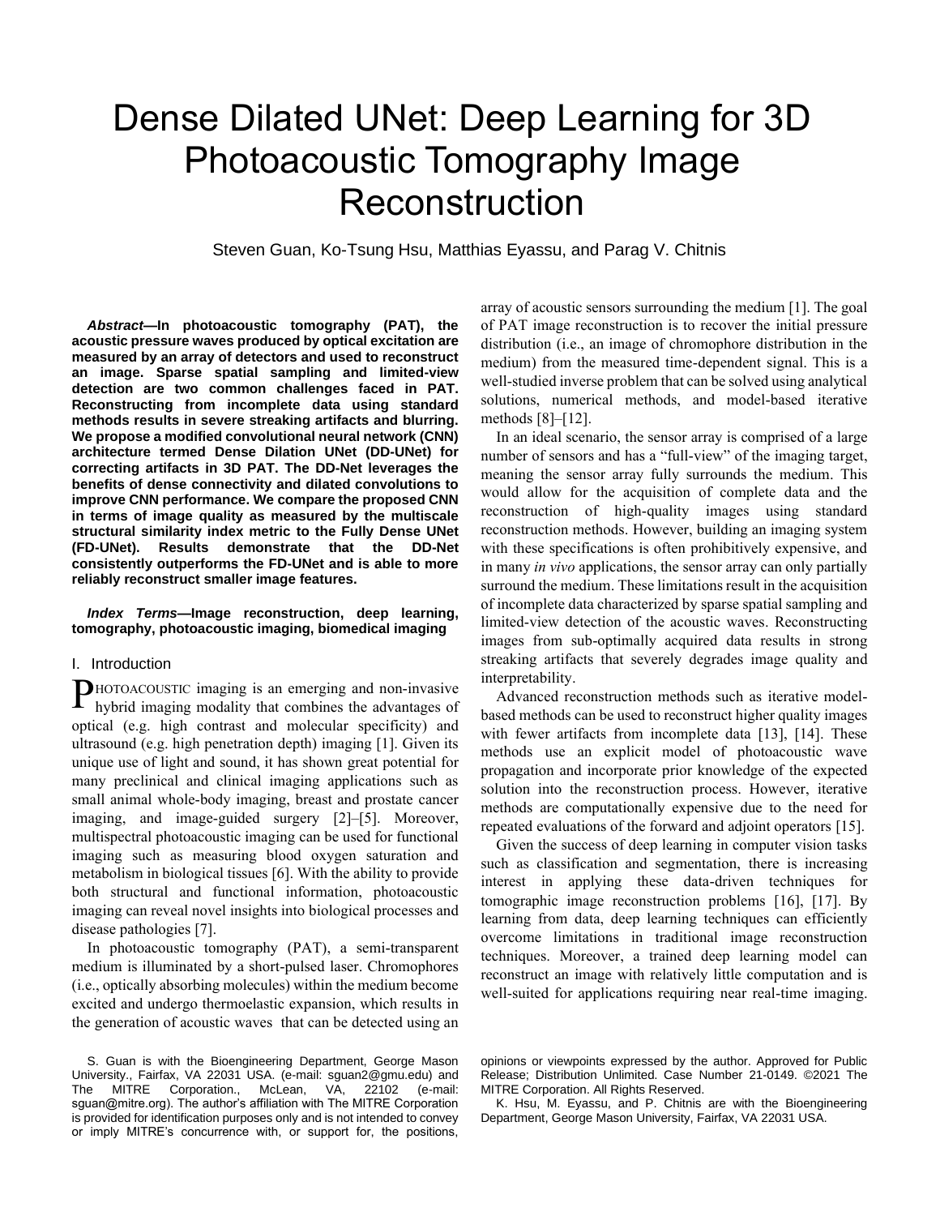# Dense Dilated UNet: Deep Learning for 3D Photoacoustic Tomography Image Reconstruction

Steven Guan, Ko-Tsung Hsu, Matthias Eyassu, and Parag V. Chitnis

***Abstract*—In photoacoustic tomography (PAT), the acoustic pressure waves produced by optical excitation are measured by an array of detectors and used to reconstruct an image. Sparse spatial sampling and limited-view detection are two common challenges faced in PAT. Reconstructing from incomplete data using standard methods results in severe streaking artifacts and blurring. We propose a modified convolutional neural network (CNN) architecture termed Dense Dilation UNet (DD-UNet) for correcting artifacts in 3D PAT. The DD-Net leverages the benefits of dense connectivity and dilated convolutions to improve CNN performance. We compare the proposed CNN in terms of image quality as measured by the multiscale structural similarity index metric to the Fully Dense UNet (FD-UNet). Results demonstrate that the DD-Net consistently outperforms the FD-UNet and is able to more reliably reconstruct smaller image features.**

***Index Terms*—Image reconstruction, deep learning, tomography, photoacoustic imaging, biomedical imaging**

## I. Introduction

PHOTOACOUSTIC imaging is an emerging and non-invasive hybrid imaging modality that combines the advantages of optical (e.g. high contrast and molecular specificity) and ultrasound (e.g. high penetration depth) imaging [1]. Given its unique use of light and sound, it has shown great potential for many preclinical and clinical imaging applications such as small animal whole-body imaging, breast and prostate cancer imaging, and image-guided surgery [2]–[5]. Moreover, multispectral photoacoustic imaging can be used for functional imaging such as measuring blood oxygen saturation and metabolism in biological tissues [6]. With the ability to provide both structural and functional information, photoacoustic imaging can reveal novel insights into biological processes and disease pathologies [7].

In photoacoustic tomography (PAT), a semi-transparent medium is illuminated by a short-pulsed laser. Chromophores (i.e., optically absorbing molecules) within the medium become excited and undergo thermoelastic expansion, which results in the generation of acoustic waves that can be detected using an array of acoustic sensors surrounding the medium [1]. The goal of PAT image reconstruction is to recover the initial pressure distribution (i.e., an image of chromophore distribution in the medium) from the measured time-dependent signal. This is a well-studied inverse problem that can be solved using analytical solutions, numerical methods, and model-based iterative methods [8]–[12].

In an ideal scenario, the sensor array is comprised of a large number of sensors and has a "full-view" of the imaging target, meaning the sensor array fully surrounds the medium. This would allow for the acquisition of complete data and the reconstruction of high-quality images using standard reconstruction methods. However, building an imaging system with these specifications is often prohibitively expensive, and in many *in vivo* applications, the sensor array can only partially surround the medium. These limitations result in the acquisition of incomplete data characterized by sparse spatial sampling and limited-view detection of the acoustic waves. Reconstructing images from sub-optimally acquired data results in strong streaking artifacts that severely degrades image quality and interpretability.

Advanced reconstruction methods such as iterative model-based methods can be used to reconstruct higher quality images with fewer artifacts from incomplete data [13], [14]. These methods use an explicit model of photoacoustic wave propagation and incorporate prior knowledge of the expected solution into the reconstruction process. However, iterative methods are computationally expensive due to the need for repeated evaluations of the forward and adjoint operators [15].

Given the success of deep learning in computer vision tasks such as classification and segmentation, there is increasing interest in applying these data-driven techniques for tomographic image reconstruction problems [16], [17]. By learning from data, deep learning techniques can efficiently overcome limitations in traditional image reconstruction techniques. Moreover, a trained deep learning model can reconstruct an image with relatively little computation and is well-suited for applications requiring near real-time imaging.

S. Guan is with the Bioengineering Department, George Mason University., Fairfax, VA 22031 USA. (e-mail: sguan2@gmu.edu) and The MITRE Corporation., McLean, VA, 22102 (e-mail: sguan@mitre.org). The author's affiliation with The MITRE Corporation is provided for identification purposes only and is not intended to convey or imply MITRE's concurrence with, or support for, the positions, opinions or viewpoints expressed by the author. Approved for Public Release; Distribution Unlimited. Case Number 21-0149. ©2021 The MITRE Corporation. All Rights Reserved.

K. Hsu, M. Eyassu, and P. Chitnis are with the Bioengineering Department, George Mason University, Fairfax, VA 22031 USA.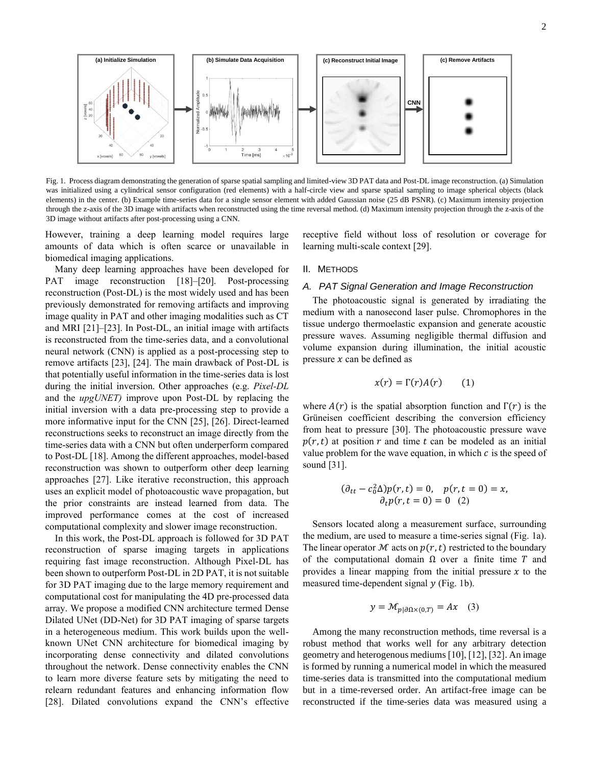Fig. 1. Process diagram demonstrating the generation of sparse spatial sampling and limited-view 3D PAT data and Post-DL image reconstruction. (a) Simulation was initialized using a cylindrical sensor configuration (red elements) with a half-circle view and sparse spatial sampling to image spherical objects (black elements) in the center. (b) Example time-series data for a single sensor element with added Gaussian noise (25 dB PSNR). (c) Maximum intensity projection through the z-axis of the 3D image with artifacts when reconstructed using the time reversal method. (d) Maximum intensity projection through the z-axis of the 3D image without artifacts after post-processing using a CNN.

However, training a deep learning model requires large amounts of data which is often scarce or unavailable in biomedical imaging applications.

Many deep learning approaches have been developed for PAT image reconstruction [18]–[20]. Post-processing reconstruction (Post-DL) is the most widely used and has been previously demonstrated for removing artifacts and improving image quality in PAT and other imaging modalities such as CT and MRI [21]–[23]. In Post-DL, an initial image with artifacts is reconstructed from the time-series data, and a convolutional neural network (CNN) is applied as a post-processing step to remove artifacts [23], [24]. The main drawback of Post-DL is that potentially useful information in the time-series data is lost during the initial inversion. Other approaches (e.g. *Pixel-DL* and the *upgUNET)* improve upon Post-DL by replacing the initial inversion with a data pre-processing step to provide a more informative input for the CNN [25], [26]. Direct-learned reconstructions seeks to reconstruct an image directly from the time-series data with a CNN but often underperform compared to Post-DL [18]. Among the different approaches, model-based reconstruction was shown to outperform other deep learning approaches [27]. Like iterative reconstruction, this approach uses an explicit model of photoacoustic wave propagation, but the prior constraints are instead learned from data. The improved performance comes at the cost of increased computational complexity and slower image reconstruction.

In this work, the Post-DL approach is followed for 3D PAT reconstruction of sparse imaging targets in applications requiring fast image reconstruction. Although Pixel-DL has been shown to outperform Post-DL in 2D PAT, it is not suitable for 3D PAT imaging due to the large memory requirement and computational cost for manipulating the 4D pre-processed data array. We propose a modified CNN architecture termed Dense Dilated UNet (DD-Net) for 3D PAT imaging of sparse targets in a heterogeneous medium. This work builds upon the well-known UNet CNN architecture for biomedical imaging by incorporating dense connectivity and dilated convolutions throughout the network. Dense connectivity enables the CNN to learn more diverse feature sets by mitigating the need to relearn redundant features and enhancing information flow [28]. Dilated convolutions expand the CNN's effective receptive field without loss of resolution or coverage for learning multi-scale context [29].

## II. Methods

### A. PAT Signal Generation and Image Reconstruction

The photoacoustic signal is generated by irradiating the medium with a nanosecond laser pulse. Chromophores in the tissue undergo thermoelastic expansion and generate acoustic pressure waves. Assuming negligible thermal diffusion and volume expansion during illumination, the initial acoustic pressure $x$ can be defined as

$$x(r) = \Gamma(r)A(r) \qquad (1)$$

where $A(r)$ is the spatial absorption function and $\Gamma(r)$ is the Grüneisen coefficient describing the conversion efficiency from heat to pressure [30]. The photoacoustic pressure wave $p(r,t)$ at position $r$ and time $t$ can be modeled as an initial value problem for the wave equation, in which $c$ is the speed of sound [31].

$$(\partial_{tt} - c_0^2\Delta)p(r,t) = 0, \quad p(r,t=0) = x, \\ \partial_t p(r,t=0) = 0 \quad (2)$$

Sensors located along a measurement surface, surrounding the medium, are used to measure a time-series signal (Fig. 1a). The linear operator $\mathcal{M}$ acts on $p(r,t)$ restricted to the boundary of the computational domain $\Omega$ over a finite time $T$ and provides a linear mapping from the initial pressure $x$ to the measured time-dependent signal $y$ (Fig. 1b).

$$y = \mathcal{M}_{p|\partial\Omega\times(0,T)} = Ax \quad (3)$$

Among the many reconstruction methods, time reversal is a robust method that works well for any arbitrary detection geometry and heterogenous mediums [10], [12], [32]. An image is formed by running a numerical model in which the measured time-series data is transmitted into the computational medium but in a time-reversed order. An artifact-free image can be reconstructed if the time-series data was measured using a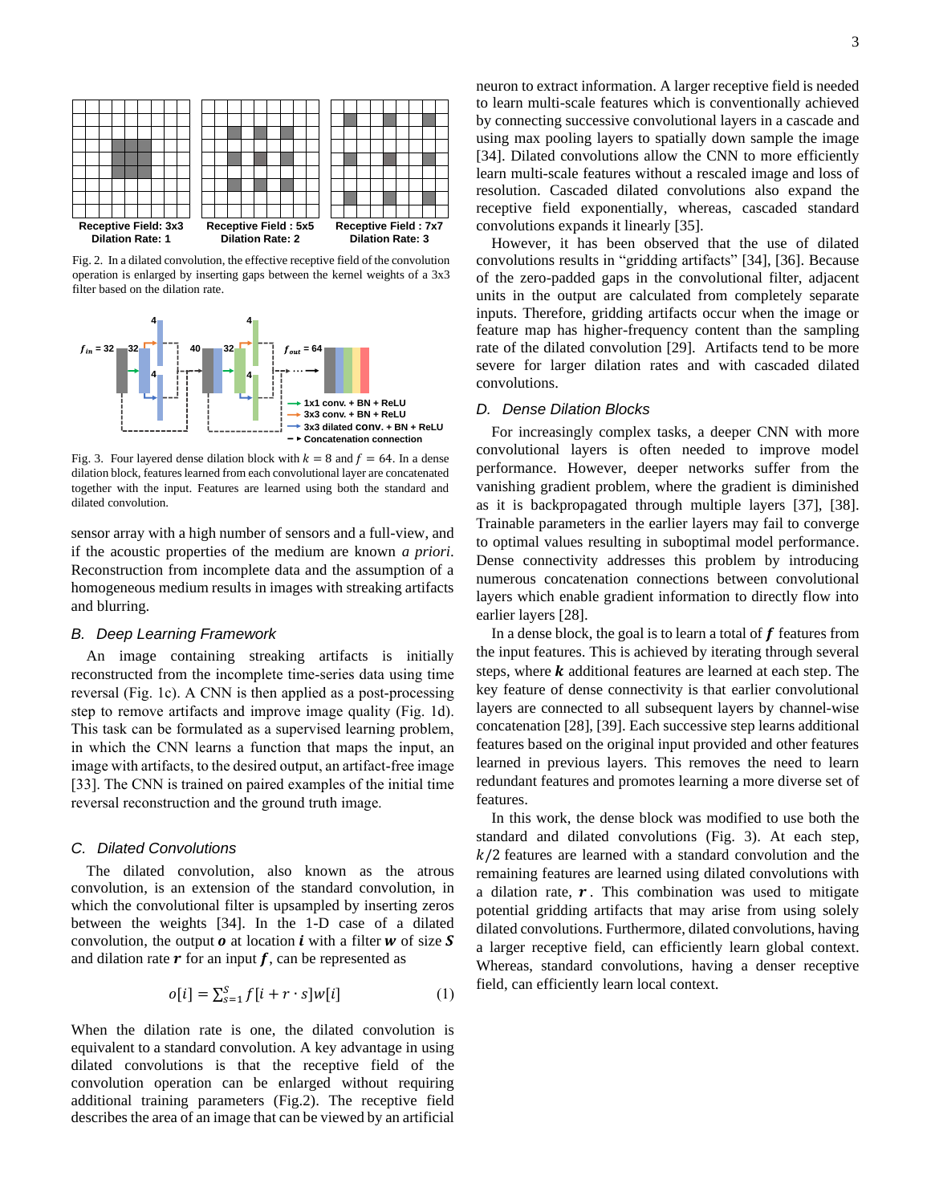Receptive Field: 3x3
Dilation Rate: 1

Receptive Field : 5x5
Dilation Rate: 2

Receptive Field : 7x7
Dilation Rate: 3

Fig. 2. In a dilated convolution, the effective receptive field of the convolution operation is enlarged by inserting gaps between the kernel weights of a 3x3 filter based on the dilation rate.

Fig. 3. Four layered dense dilation block with $k = 8$ and $f = 64$. In a dense dilation block, features learned from each convolutional layer are concatenated together with the input. Features are learned using both the standard and dilated convolution.

sensor array with a high number of sensors and a full-view, and if the acoustic properties of the medium are known *a priori*. Reconstruction from incomplete data and the assumption of a homogeneous medium results in images with streaking artifacts and blurring.

## B. Deep Learning Framework

An image containing streaking artifacts is initially reconstructed from the incomplete time-series data using time reversal (Fig. 1c). A CNN is then applied as a post-processing step to remove artifacts and improve image quality (Fig. 1d). This task can be formulated as a supervised learning problem, in which the CNN learns a function that maps the input, an image with artifacts, to the desired output, an artifact-free image [33]. The CNN is trained on paired examples of the initial time reversal reconstruction and the ground truth image.

## C. Dilated Convolutions

The dilated convolution, also known as the atrous convolution, is an extension of the standard convolution, in which the convolutional filter is upsampled by inserting zeros between the weights [34]. In the 1-D case of a dilated convolution, the output $\boldsymbol{o}$ at location $\boldsymbol{i}$ with a filter $\boldsymbol{w}$ of size $\boldsymbol{S}$ and dilation rate $\boldsymbol{r}$ for an input $\boldsymbol{f}$, can be represented as

$$o[i] = \sum_{s=1}^{S} f[i + r \cdot s]w[i] \quad (1)$$

When the dilation rate is one, the dilated convolution is equivalent to a standard convolution. A key advantage in using dilated convolutions is that the receptive field of the convolution operation can be enlarged without requiring additional training parameters (Fig.2). The receptive field describes the area of an image that can be viewed by an artificial neuron to extract information. A larger receptive field is needed to learn multi-scale features which is conventionally achieved by connecting successive convolutional layers in a cascade and using max pooling layers to spatially down sample the image [34]. Dilated convolutions allow the CNN to more efficiently learn multi-scale features without a rescaled image and loss of resolution. Cascaded dilated convolutions also expand the receptive field exponentially, whereas, cascaded standard convolutions expands it linearly [35].

However, it has been observed that the use of dilated convolutions results in "gridding artifacts" [34], [36]. Because of the zero-padded gaps in the convolutional filter, adjacent units in the output are calculated from completely separate inputs. Therefore, gridding artifacts occur when the image or feature map has higher-frequency content than the sampling rate of the dilated convolution [29]. Artifacts tend to be more severe for larger dilation rates and with cascaded dilated convolutions.

## D. Dense Dilation Blocks

For increasingly complex tasks, a deeper CNN with more convolutional layers is often needed to improve model performance. However, deeper networks suffer from the vanishing gradient problem, where the gradient is diminished as it is backpropagated through multiple layers [37], [38]. Trainable parameters in the earlier layers may fail to converge to optimal values resulting in suboptimal model performance. Dense connectivity addresses this problem by introducing numerous concatenation connections between convolutional layers which enable gradient information to directly flow into earlier layers [28].

In a dense block, the goal is to learn a total of $\boldsymbol{f}$ features from the input features. This is achieved by iterating through several steps, where $\boldsymbol{k}$ additional features are learned at each step. The key feature of dense connectivity is that earlier convolutional layers are connected to all subsequent layers by channel-wise concatenation [28], [39]. Each successive step learns additional features based on the original input provided and other features learned in previous layers. This removes the need to learn redundant features and promotes learning a more diverse set of features.

In this work, the dense block was modified to use both the standard and dilated convolutions (Fig. 3). At each step, $k/2$ features are learned with a standard convolution and the remaining features are learned using dilated convolutions with a dilation rate, $\boldsymbol{r}$. This combination was used to mitigate potential gridding artifacts that may arise from using solely dilated convolutions. Furthermore, dilated convolutions, having a larger receptive field, can efficiently learn global context. Whereas, standard convolutions, having a denser receptive field, can efficiently learn local context.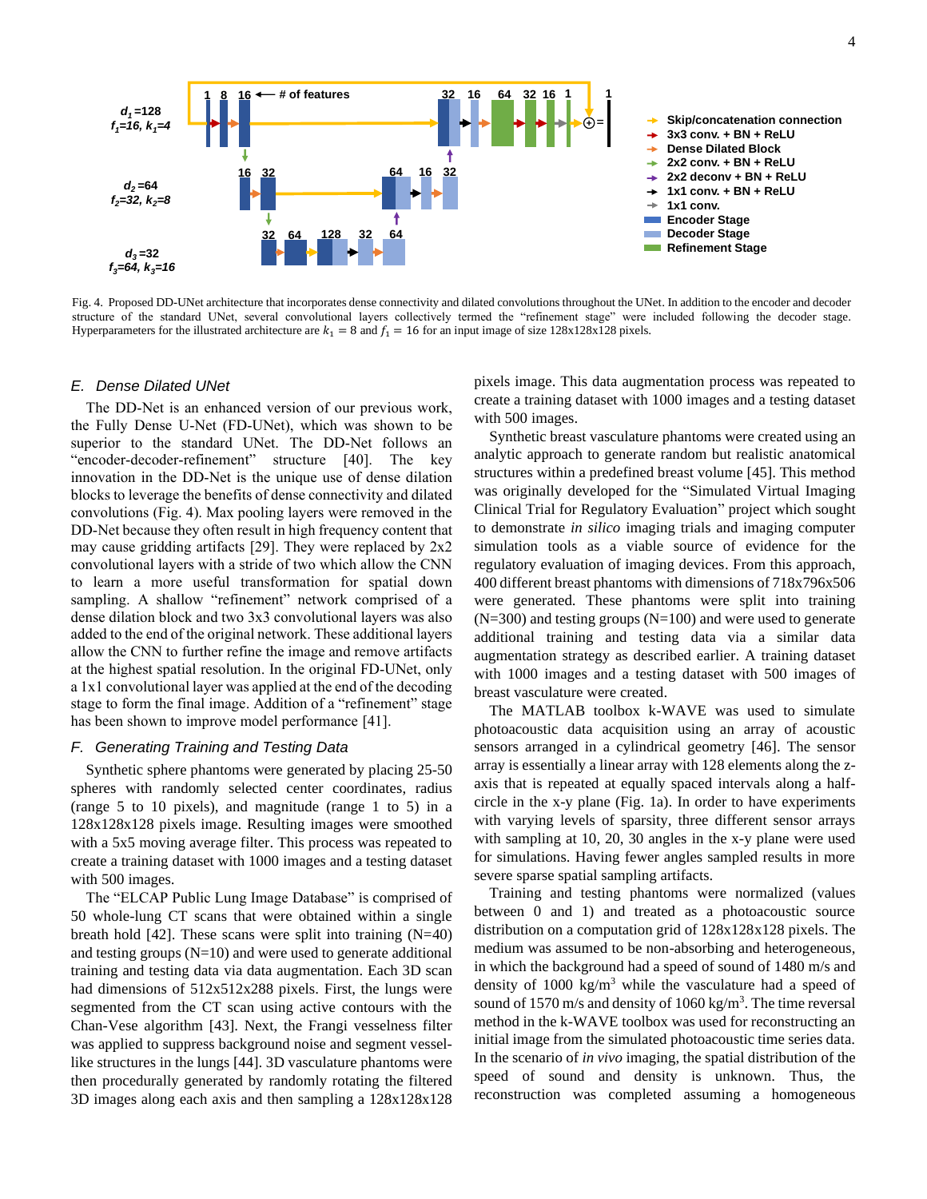Fig. 4. Proposed DD-UNet architecture that incorporates dense connectivity and dilated convolutions throughout the UNet. In addition to the encoder and decoder structure of the standard UNet, several convolutional layers collectively termed the "refinement stage" were included following the decoder stage. Hyperparameters for the illustrated architecture are $k_1 = 8$ and $f_1 = 16$ for an input image of size 128x128x128 pixels.

### *E. Dense Dilated UNet*

The DD-Net is an enhanced version of our previous work, the Fully Dense U-Net (FD-UNet), which was shown to be superior to the standard UNet. The DD-Net follows an "encoder-decoder-refinement" structure [40]. The key innovation in the DD-Net is the unique use of dense dilation blocks to leverage the benefits of dense connectivity and dilated convolutions (Fig. 4). Max pooling layers were removed in the DD-Net because they often result in high frequency content that may cause gridding artifacts [29]. They were replaced by 2x2 convolutional layers with a stride of two which allow the CNN to learn a more useful transformation for spatial down sampling. A shallow "refinement" network comprised of a dense dilation block and two 3x3 convolutional layers was also added to the end of the original network. These additional layers allow the CNN to further refine the image and remove artifacts at the highest spatial resolution. In the original FD-UNet, only a 1x1 convolutional layer was applied at the end of the decoding stage to form the final image. Addition of a "refinement" stage has been shown to improve model performance [41].

### *F. Generating Training and Testing Data*

Synthetic sphere phantoms were generated by placing 25-50 spheres with randomly selected center coordinates, radius (range 5 to 10 pixels), and magnitude (range 1 to 5) in a 128x128x128 pixels image. Resulting images were smoothed with a 5x5 moving average filter. This process was repeated to create a training dataset with 1000 images and a testing dataset with 500 images.

The "ELCAP Public Lung Image Database" is comprised of 50 whole-lung CT scans that were obtained within a single breath hold [42]. These scans were split into training (N=40) and testing groups (N=10) and were used to generate additional training and testing data via data augmentation. Each 3D scan had dimensions of 512x512x288 pixels. First, the lungs were segmented from the CT scan using active contours with the Chan-Vese algorithm [43]. Next, the Frangi vesselness filter was applied to suppress background noise and segment vessel-like structures in the lungs [44]. 3D vasculature phantoms were then procedurally generated by randomly rotating the filtered 3D images along each axis and then sampling a 128x128x128 pixels image. This data augmentation process was repeated to create a training dataset with 1000 images and a testing dataset with 500 images.

Synthetic breast vasculature phantoms were created using an analytic approach to generate random but realistic anatomical structures within a predefined breast volume [45]. This method was originally developed for the "Simulated Virtual Imaging Clinical Trial for Regulatory Evaluation" project which sought to demonstrate *in silico* imaging trials and imaging computer simulation tools as a viable source of evidence for the regulatory evaluation of imaging devices. From this approach, 400 different breast phantoms with dimensions of 718x796x506 were generated. These phantoms were split into training (N=300) and testing groups (N=100) and were used to generate additional training and testing data via a similar data augmentation strategy as described earlier. A training dataset with 1000 images and a testing dataset with 500 images of breast vasculature were created.

The MATLAB toolbox k-WAVE was used to simulate photoacoustic data acquisition using an array of acoustic sensors arranged in a cylindrical geometry [46]. The sensor array is essentially a linear array with 128 elements along the z-axis that is repeated at equally spaced intervals along a half-circle in the x-y plane (Fig. 1a). In order to have experiments with varying levels of sparsity, three different sensor arrays with sampling at 10, 20, 30 angles in the x-y plane were used for simulations. Having fewer angles sampled results in more severe sparse spatial sampling artifacts.

Training and testing phantoms were normalized (values between 0 and 1) and treated as a photoacoustic source distribution on a computation grid of 128x128x128 pixels. The medium was assumed to be non-absorbing and heterogeneous, in which the background had a speed of sound of 1480 m/s and density of 1000 kg/m$^3$ while the vasculature had a speed of sound of 1570 m/s and density of 1060 kg/m$^3$. The time reversal method in the k-WAVE toolbox was used for reconstructing an initial image from the simulated photoacoustic time series data. In the scenario of *in vivo* imaging, the spatial distribution of the speed of sound and density is unknown. Thus, the reconstruction was completed assuming a homogeneous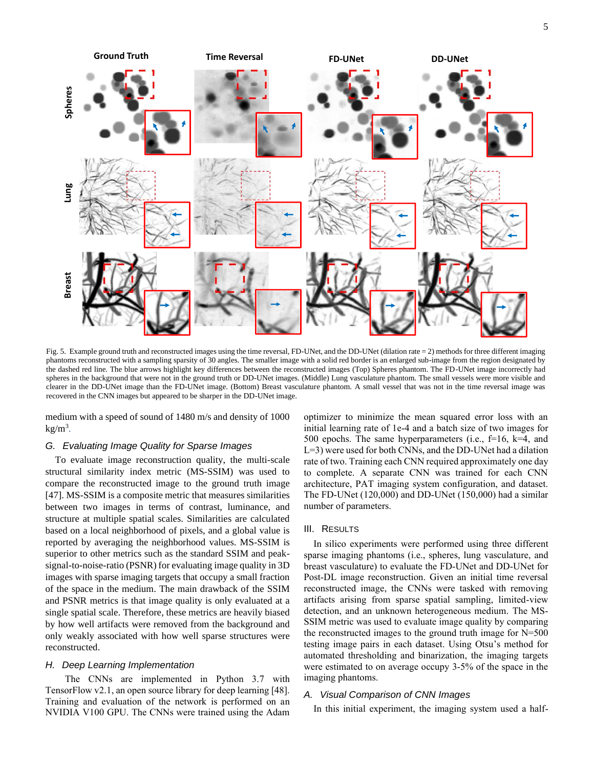Fig. 5. Example ground truth and reconstructed images using the time reversal, FD-UNet, and the DD-UNet (dilation rate = 2) methods for three different imaging phantoms reconstructed with a sampling sparsity of 30 angles. The smaller image with a solid red border is an enlarged sub-image from the region designated by the dashed red line. The blue arrows highlight key differences between the reconstructed images (Top) Spheres phantom. The FD-UNet image incorrectly had spheres in the background that were not in the ground truth or DD-UNet images. (Middle) Lung vasculature phantom. The small vessels were more visible and clearer in the DD-UNet image than the FD-UNet image. (Bottom) Breast vasculature phantom. A small vessel that was not in the time reversal image was recovered in the CNN images but appeared to be sharper in the DD-UNet image.

medium with a speed of sound of 1480 m/s and density of 1000 kg/m$^3$.

### G. Evaluating Image Quality for Sparse Images

To evaluate image reconstruction quality, the multi-scale structural similarity index metric (MS-SSIM) was used to compare the reconstructed image to the ground truth image [47]. MS-SSIM is a composite metric that measures similarities between two images in terms of contrast, luminance, and structure at multiple spatial scales. Similarities are calculated based on a local neighborhood of pixels, and a global value is reported by averaging the neighborhood values. MS-SSIM is superior to other metrics such as the standard SSIM and peak-signal-to-noise-ratio (PSNR) for evaluating image quality in 3D images with sparse imaging targets that occupy a small fraction of the space in the medium. The main drawback of the SSIM and PSNR metrics is that image quality is only evaluated at a single spatial scale. Therefore, these metrics are heavily biased by how well artifacts were removed from the background and only weakly associated with how well sparse structures were reconstructed.

### H. Deep Learning Implementation

The CNNs are implemented in Python 3.7 with TensorFlow v2.1, an open source library for deep learning [48]. Training and evaluation of the network is performed on an NVIDIA V100 GPU. The CNNs were trained using the Adam optimizer to minimize the mean squared error loss with an initial learning rate of 1e-4 and a batch size of two images for 500 epochs. The same hyperparameters (i.e., f=16, k=4, and L=3) were used for both CNNs, and the DD-UNet had a dilation rate of two. Training each CNN required approximately one day to complete. A separate CNN was trained for each CNN architecture, PAT imaging system configuration, and dataset. The FD-UNet (120,000) and DD-UNet (150,000) had a similar number of parameters.

## III. Results

In silico experiments were performed using three different sparse imaging phantoms (i.e., spheres, lung vasculature, and breast vasculature) to evaluate the FD-UNet and DD-UNet for Post-DL image reconstruction. Given an initial time reversal reconstructed image, the CNNs were tasked with removing artifacts arising from sparse spatial sampling, limited-view detection, and an unknown heterogeneous medium. The MS-SSIM metric was used to evaluate image quality by comparing the reconstructed images to the ground truth image for N=500 testing image pairs in each dataset. Using Otsu's method for automated thresholding and binarization, the imaging targets were estimated to on average occupy 3-5% of the space in the imaging phantoms.

### A. Visual Comparison of CNN Images

In this initial experiment, the imaging system used a half-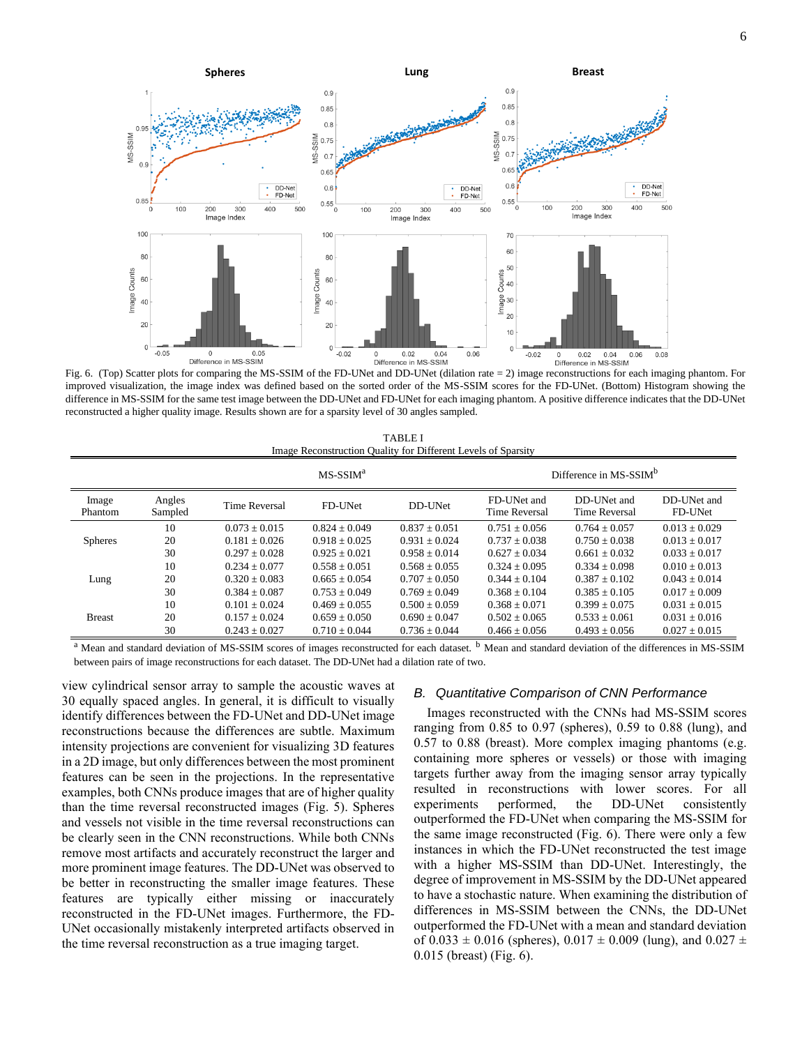Fig. 6. (Top) Scatter plots for comparing the MS-SSIM of the FD-UNet and DD-UNet (dilation rate = 2) image reconstructions for each imaging phantom. For improved visualization, the image index was defined based on the sorted order of the MS-SSIM scores for the FD-UNet. (Bottom) Histogram showing the difference in MS-SSIM for the same test image between the DD-UNet and FD-UNet for each imaging phantom. A positive difference indicates that the DD-UNet reconstructed a higher quality image. Results shown are for a sparsity level of 30 angles sampled.

TABLE I
Image Reconstruction Quality for Different Levels of Sparsity

| | | MS-SSIM[a] | | | Difference in MS-SSIM[b] | | |
|---|---|---|---|---|---|---|---|
| Image Phantom | Angles Sampled | Time Reversal | FD-UNet | DD-UNet | FD-UNet and Time Reversal | DD-UNet and Time Reversal | DD-UNet and FD-UNet |
| Spheres | 10 | 0.073 ± 0.015 | 0.824 ± 0.049 | 0.837 ± 0.051 | 0.751 ± 0.056 | 0.764 ± 0.057 | 0.013 ± 0.029 |
| | 20 | 0.181 ± 0.026 | 0.918 ± 0.025 | 0.931 ± 0.024 | 0.737 ± 0.038 | 0.750 ± 0.038 | 0.013 ± 0.017 |
| | 30 | 0.297 ± 0.028 | 0.925 ± 0.021 | 0.958 ± 0.014 | 0.627 ± 0.034 | 0.661 ± 0.032 | 0.033 ± 0.017 |
| Lung | 10 | 0.234 ± 0.077 | 0.558 ± 0.051 | 0.568 ± 0.055 | 0.324 ± 0.095 | 0.334 ± 0.098 | 0.010 ± 0.013 |
| | 20 | 0.320 ± 0.083 | 0.665 ± 0.054 | 0.707 ± 0.050 | 0.344 ± 0.104 | 0.387 ± 0.102 | 0.043 ± 0.014 |
| | 30 | 0.384 ± 0.087 | 0.753 ± 0.049 | 0.769 ± 0.049 | 0.368 ± 0.104 | 0.385 ± 0.105 | 0.017 ± 0.009 |
| Breast | 10 | 0.101 ± 0.024 | 0.469 ± 0.055 | 0.500 ± 0.059 | 0.368 ± 0.071 | 0.399 ± 0.075 | 0.031 ± 0.015 |
| | 20 | 0.157 ± 0.024 | 0.659 ± 0.050 | 0.690 ± 0.047 | 0.502 ± 0.065 | 0.533 ± 0.061 | 0.031 ± 0.016 |
| | 30 | 0.243 ± 0.027 | 0.710 ± 0.044 | 0.736 ± 0.044 | 0.466 ± 0.056 | 0.493 ± 0.056 | 0.027 ± 0.015 |

[a] Mean and standard deviation of MS-SSIM scores of images reconstructed for each dataset. [b] Mean and standard deviation of the differences in MS-SSIM between pairs of image reconstructions for each dataset. The DD-UNet had a dilation rate of two.

view cylindrical sensor array to sample the acoustic waves at 30 equally spaced angles. In general, it is difficult to visually identify differences between the FD-UNet and DD-UNet image reconstructions because the differences are subtle. Maximum intensity projections are convenient for visualizing 3D features in a 2D image, but only differences between the most prominent features can be seen in the projections. In the representative examples, both CNNs produce images that are of higher quality than the time reversal reconstructed images (Fig. 5). Spheres and vessels not visible in the time reversal reconstructions can be clearly seen in the CNN reconstructions. While both CNNs remove most artifacts and accurately reconstruct the larger and more prominent image features. The DD-UNet was observed to be better in reconstructing the smaller image features. These features are typically either missing or inaccurately reconstructed in the FD-UNet images. Furthermore, the FD-UNet occasionally mistakenly interpreted artifacts observed in the time reversal reconstruction as a true imaging target.

### *B. Quantitative Comparison of CNN Performance*

Images reconstructed with the CNNs had MS-SSIM scores ranging from 0.85 to 0.97 (spheres), 0.59 to 0.88 (lung), and 0.57 to 0.88 (breast). More complex imaging phantoms (e.g. containing more spheres or vessels) or those with imaging targets further away from the imaging sensor array typically resulted in reconstructions with lower scores. For all experiments performed, the DD-UNet consistently outperformed the FD-UNet when comparing the MS-SSIM for the same image reconstructed (Fig. 6). There were only a few instances in which the FD-UNet reconstructed the test image with a higher MS-SSIM than DD-UNet. Interestingly, the degree of improvement in MS-SSIM by the DD-UNet appeared to have a stochastic nature. When examining the distribution of differences in MS-SSIM between the CNNs, the DD-UNet outperformed the FD-UNet with a mean and standard deviation of 0.033 ± 0.016 (spheres), 0.017 ± 0.009 (lung), and 0.027 ± 0.015 (breast) (Fig. 6).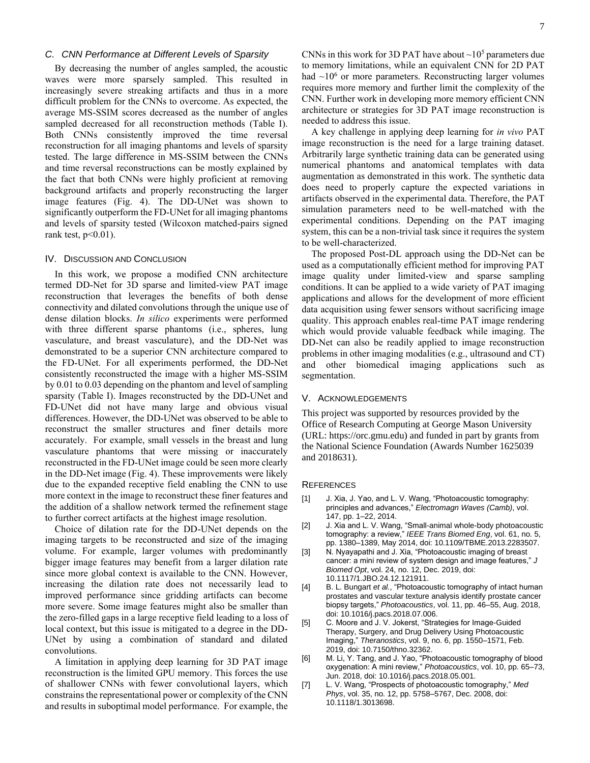### C. CNN Performance at Different Levels of Sparsity

By decreasing the number of angles sampled, the acoustic waves were more sparsely sampled. This resulted in increasingly severe streaking artifacts and thus in a more difficult problem for the CNNs to overcome. As expected, the average MS-SSIM scores decreased as the number of angles sampled decreased for all reconstruction methods (Table I). Both CNNs consistently improved the time reversal reconstruction for all imaging phantoms and levels of sparsity tested. The large difference in MS-SSIM between the CNNs and time reversal reconstructions can be mostly explained by the fact that both CNNs were highly proficient at removing background artifacts and properly reconstructing the larger image features (Fig. 4). The DD-UNet was shown to significantly outperform the FD-UNet for all imaging phantoms and levels of sparsity tested (Wilcoxon matched-pairs signed rank test, $p<0.01$).

## IV. Discussion and Conclusion

In this work, we propose a modified CNN architecture termed DD-Net for 3D sparse and limited-view PAT image reconstruction that leverages the benefits of both dense connectivity and dilated convolutions through the unique use of dense dilation blocks. *In silico* experiments were performed with three different sparse phantoms (i.e., spheres, lung vasculature, and breast vasculature), and the DD-Net was demonstrated to be a superior CNN architecture compared to the FD-UNet. For all experiments performed, the DD-Net consistently reconstructed the image with a higher MS-SSIM by 0.01 to 0.03 depending on the phantom and level of sampling sparsity (Table I). Images reconstructed by the DD-UNet and FD-UNet did not have many large and obvious visual differences. However, the DD-UNet was observed to be able to reconstruct the smaller structures and finer details more accurately. For example, small vessels in the breast and lung vasculature phantoms that were missing or inaccurately reconstructed in the FD-UNet image could be seen more clearly in the DD-Net image (Fig. 4). These improvements were likely due to the expanded receptive field enabling the CNN to use more context in the image to reconstruct these finer features and the addition of a shallow network termed the refinement stage to further correct artifacts at the highest image resolution.

Choice of dilation rate for the DD-UNet depends on the imaging targets to be reconstructed and size of the imaging volume. For example, larger volumes with predominantly bigger image features may benefit from a larger dilation rate since more global context is available to the CNN. However, increasing the dilation rate does not necessarily lead to improved performance since gridding artifacts can become more severe. Some image features might also be smaller than the zero-filled gaps in a large receptive field leading to a loss of local context, but this issue is mitigated to a degree in the DD-UNet by using a combination of standard and dilated convolutions.

A limitation in applying deep learning for 3D PAT image reconstruction is the limited GPU memory. This forces the use of shallower CNNs with fewer convolutional layers, which constrains the representational power or complexity of the CNN and results in suboptimal model performance. For example, the CNNs in this work for 3D PAT have about ~$10^5$ parameters due to memory limitations, while an equivalent CNN for 2D PAT had ~$10^6$ or more parameters. Reconstructing larger volumes requires more memory and further limit the complexity of the CNN. Further work in developing more memory efficient CNN architecture or strategies for 3D PAT image reconstruction is needed to address this issue.

A key challenge in applying deep learning for *in vivo* PAT image reconstruction is the need for a large training dataset. Arbitrarily large synthetic training data can be generated using numerical phantoms and anatomical templates with data augmentation as demonstrated in this work. The synthetic data does need to properly capture the expected variations in artifacts observed in the experimental data. Therefore, the PAT simulation parameters need to be well-matched with the experimental conditions. Depending on the PAT imaging system, this can be a non-trivial task since it requires the system to be well-characterized.

The proposed Post-DL approach using the DD-Net can be used as a computationally efficient method for improving PAT image quality under limited-view and sparse sampling conditions. It can be applied to a wide variety of PAT imaging applications and allows for the development of more efficient data acquisition using fewer sensors without sacrificing image quality. This approach enables real-time PAT image rendering which would provide valuable feedback while imaging. The DD-Net can also be readily applied to image reconstruction problems in other imaging modalities (e.g., ultrasound and CT) and other biomedical imaging applications such as segmentation.

## V. Acknowledgements

This project was supported by resources provided by the Office of Research Computing at George Mason University (URL: https://orc.gmu.edu) and funded in part by grants from the National Science Foundation (Awards Number 1625039 and 2018631).

## References

[1] J. Xia, J. Yao, and L. V. Wang, "Photoacoustic tomography: principles and advances," *Electromagn Waves (Camb)*, vol. 147, pp. 1–22, 2014.

[2] J. Xia and L. V. Wang, "Small-animal whole-body photoacoustic tomography: a review," *IEEE Trans Biomed Eng*, vol. 61, no. 5, pp. 1380–1389, May 2014, doi: 10.1109/TBME.2013.2283507.

[3] N. Nyayapathi and J. Xia, "Photoacoustic imaging of breast cancer: a mini review of system design and image features," *J Biomed Opt*, vol. 24, no. 12, Dec. 2019, doi: 10.1117/1.JBO.24.12.121911.

[4] B. L. Bungart *et al.*, "Photoacoustic tomography of intact human prostates and vascular texture analysis identify prostate cancer biopsy targets," *Photoacoustics*, vol. 11, pp. 46–55, Aug. 2018, doi: 10.1016/j.pacs.2018.07.006.

[5] C. Moore and J. V. Jokerst, "Strategies for Image-Guided Therapy, Surgery, and Drug Delivery Using Photoacoustic Imaging," *Theranostics*, vol. 9, no. 6, pp. 1550–1571, Feb. 2019, doi: 10.7150/thno.32362.

[6] M. Li, Y. Tang, and J. Yao, "Photoacoustic tomography of blood oxygenation: A mini review," *Photoacoustics*, vol. 10, pp. 65–73, Jun. 2018, doi: 10.1016/j.pacs.2018.05.001.

[7] L. V. Wang, "Prospects of photoacoustic tomography," *Med Phys*, vol. 35, no. 12, pp. 5758–5767, Dec. 2008, doi: 10.1118/1.3013698.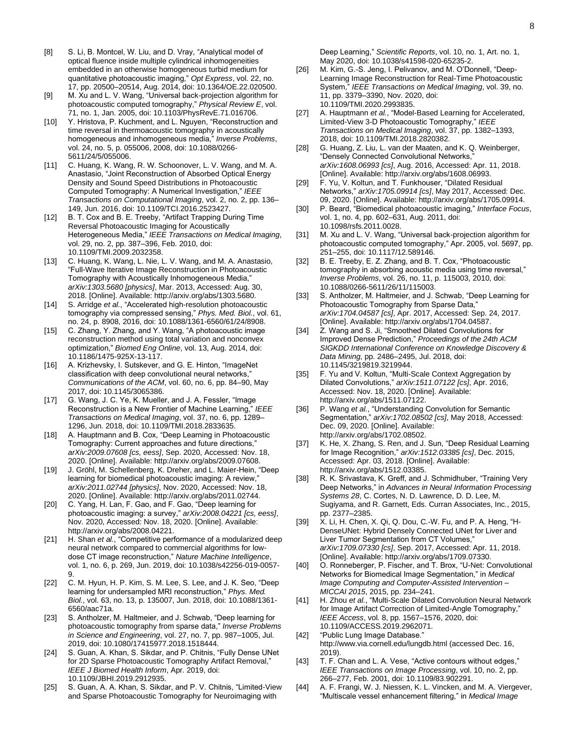[8] S. Li, B. Montcel, W. Liu, and D. Vray, "Analytical model of optical fluence inside multiple cylindrical inhomogeneities embedded in an otherwise homogeneous turbid medium for quantitative photoacoustic imaging," *Opt Express*, vol. 22, no. 17, pp. 20500–20514, Aug. 2014, doi: 10.1364/OE.22.020500.

[9] M. Xu and L. V. Wang, "Universal back-projection algorithm for photoacoustic computed tomography," *Physical Review E*, vol. 71, no. 1, Jan. 2005, doi: 10.1103/PhysRevE.71.016706.

[10] Y. Hristova, P. Kuchment, and L. Nguyen, "Reconstruction and time reversal in thermoacoustic tomography in acoustically homogeneous and inhomogeneous media," *Inverse Problems*, vol. 24, no. 5, p. 055006, 2008, doi: 10.1088/0266-5611/24/5/055006.

[11] C. Huang, K. Wang, R. W. Schoonover, L. V. Wang, and M. A. Anastasio, "Joint Reconstruction of Absorbed Optical Energy Density and Sound Speed Distributions in Photoacoustic Computed Tomography: A Numerical Investigation," *IEEE Transactions on Computational Imaging*, vol. 2, no. 2, pp. 136–149, Jun. 2016, doi: 10.1109/TCI.2016.2523427.

[12] B. T. Cox and B. E. Treeby, "Artifact Trapping During Time Reversal Photoacoustic Imaging for Acoustically Heterogeneous Media," *IEEE Transactions on Medical Imaging*, vol. 29, no. 2, pp. 387–396, Feb. 2010, doi: 10.1109/TMI.2009.2032358.

[13] C. Huang, K. Wang, L. Nie, L. V. Wang, and M. A. Anastasio, "Full-Wave Iterative Image Reconstruction in Photoacoustic Tomography with Acoustically Inhomogeneous Media," *arXiv:1303.5680 [physics]*, Mar. 2013, Accessed: Aug. 30, 2018. [Online]. Available: http://arxiv.org/abs/1303.5680.

[14] S. Arridge *et al.*, "Accelerated high-resolution photoacoustic tomography via compressed sensing," *Phys. Med. Biol.*, vol. 61, no. 24, p. 8908, 2016, doi: 10.1088/1361-6560/61/24/8908.

[15] C. Zhang, Y. Zhang, and Y. Wang, "A photoacoustic image reconstruction method using total variation and nonconvex optimization," *Biomed Eng Online*, vol. 13, Aug. 2014, doi: 10.1186/1475-925X-13-117.

[16] A. Krizhevsky, I. Sutskever, and G. E. Hinton, "ImageNet classification with deep convolutional neural networks," *Communications of the ACM*, vol. 60, no. 6, pp. 84–90, May 2017, doi: 10.1145/3065386.

[17] G. Wang, J. C. Ye, K. Mueller, and J. A. Fessler, "Image Reconstruction is a New Frontier of Machine Learning," *IEEE Transactions on Medical Imaging*, vol. 37, no. 6, pp. 1289–1296, Jun. 2018, doi: 10.1109/TMI.2018.2833635.

[18] A. Hauptmann and B. Cox, "Deep Learning in Photoacoustic Tomography: Current approaches and future directions," *arXiv:2009.07608 [cs, eess]*, Sep. 2020, Accessed: Nov. 18, 2020. [Online]. Available: http://arxiv.org/abs/2009.07608.

[19] J. Gröhl, M. Schellenberg, K. Dreher, and L. Maier-Hein, "Deep learning for biomedical photoacoustic imaging: A review," *arXiv:2011.02744 [physics]*, Nov. 2020, Accessed: Nov. 18, 2020. [Online]. Available: http://arxiv.org/abs/2011.02744.

[20] C. Yang, H. Lan, F. Gao, and F. Gao, "Deep learning for photoacoustic imaging: a survey," *arXiv:2008.04221 [cs, eess]*, Nov. 2020, Accessed: Nov. 18, 2020. [Online]. Available: http://arxiv.org/abs/2008.04221.

[21] H. Shan *et al.*, "Competitive performance of a modularized deep neural network compared to commercial algorithms for low-dose CT image reconstruction," *Nature Machine Intelligence*, vol. 1, no. 6, p. 269, Jun. 2019, doi: 10.1038/s42256-019-0057-9.

[22] C. M. Hyun, H. P. Kim, S. M. Lee, S. Lee, and J. K. Seo, "Deep learning for undersampled MRI reconstruction," *Phys. Med. Biol.*, vol. 63, no. 13, p. 135007, Jun. 2018, doi: 10.1088/1361-6560/aac71a.

[23] S. Antholzer, M. Haltmeier, and J. Schwab, "Deep learning for photoacoustic tomography from sparse data," *Inverse Problems in Science and Engineering*, vol. 27, no. 7, pp. 987–1005, Jul. 2019, doi: 10.1080/17415977.2018.1518444.

[24] S. Guan, A. Khan, S. Sikdar, and P. Chitnis, "Fully Dense UNet for 2D Sparse Photoacoustic Tomography Artifact Removal," *IEEE J Biomed Health Inform*, Apr. 2019, doi: 10.1109/JBHI.2019.2912935.

[25] S. Guan, A. A. Khan, S. Sikdar, and P. V. Chitnis, "Limited-View and Sparse Photoacoustic Tomography for Neuroimaging with Deep Learning," *Scientific Reports*, vol. 10, no. 1, Art. no. 1, May 2020, doi: 10.1038/s41598-020-65235-2.

[26] M. Kim, G.-S. Jeng, I. Pelivanov, and M. O'Donnell, "Deep-Learning Image Reconstruction for Real-Time Photoacoustic System," *IEEE Transactions on Medical Imaging*, vol. 39, no. 11, pp. 3379–3390, Nov. 2020, doi: 10.1109/TMI.2020.2993835.

[27] A. Hauptmann *et al.*, "Model-Based Learning for Accelerated, Limited-View 3-D Photoacoustic Tomography," *IEEE Transactions on Medical Imaging*, vol. 37, pp. 1382–1393, 2018, doi: 10.1109/TMI.2018.2820382.

[28] G. Huang, Z. Liu, L. van der Maaten, and K. Q. Weinberger, "Densely Connected Convolutional Networks," *arXiv:1608.06993 [cs]*, Aug. 2016, Accessed: Apr. 11, 2018. [Online]. Available: http://arxiv.org/abs/1608.06993.

[29] F. Yu, V. Koltun, and T. Funkhouser, "Dilated Residual Networks," *arXiv:1705.09914 [cs]*, May 2017, Accessed: Dec. 09, 2020. [Online]. Available: http://arxiv.org/abs/1705.09914.

[30] P. Beard, "Biomedical photoacoustic imaging," *Interface Focus*, vol. 1, no. 4, pp. 602–631, Aug. 2011, doi: 10.1098/rsfs.2011.0028.

[31] M. Xu and L. V. Wang, "Universal back-projection algorithm for photoacoustic computed tomography," Apr. 2005, vol. 5697, pp. 251–255, doi: 10.1117/12.589146.

[32] B. E. Treeby, E. Z. Zhang, and B. T. Cox, "Photoacoustic tomography in absorbing acoustic media using time reversal," *Inverse Problems*, vol. 26, no. 11, p. 115003, 2010, doi: 10.1088/0266-5611/26/11/115003.

[33] S. Antholzer, M. Haltmeier, and J. Schwab, "Deep Learning for Photoacoustic Tomography from Sparse Data," *arXiv:1704.04587 [cs]*, Apr. 2017, Accessed: Sep. 24, 2017. [Online]. Available: http://arxiv.org/abs/1704.04587.

[34] Z. Wang and S. Ji, "Smoothed Dilated Convolutions for Improved Dense Prediction," *Proceedings of the 24th ACM SIGKDD International Conference on Knowledge Discovery & Data Mining*, pp. 2486–2495, Jul. 2018, doi: 10.1145/3219819.3219944.

[35] F. Yu and V. Koltun, "Multi-Scale Context Aggregation by Dilated Convolutions," *arXiv:1511.07122 [cs]*, Apr. 2016, Accessed: Nov. 18, 2020. [Online]. Available: http://arxiv.org/abs/1511.07122.

[36] P. Wang *et al.*, "Understanding Convolution for Semantic Segmentation," *arXiv:1702.08502 [cs]*, May 2018, Accessed: Dec. 09, 2020. [Online]. Available: http://arxiv.org/abs/1702.08502.

[37] K. He, X. Zhang, S. Ren, and J. Sun, "Deep Residual Learning for Image Recognition," *arXiv:1512.03385 [cs]*, Dec. 2015, Accessed: Apr. 03, 2018. [Online]. Available: http://arxiv.org/abs/1512.03385.

[38] R. K. Srivastava, K. Greff, and J. Schmidhuber, "Training Very Deep Networks," in *Advances in Neural Information Processing Systems 28*, C. Cortes, N. D. Lawrence, D. D. Lee, M. Sugiyama, and R. Garnett, Eds. Curran Associates, Inc., 2015, pp. 2377–2385.

[39] X. Li, H. Chen, X. Qi, Q. Dou, C.-W. Fu, and P. A. Heng, "H-DenseUNet: Hybrid Densely Connected UNet for Liver and Liver Tumor Segmentation from CT Volumes," *arXiv:1709.07330 [cs]*, Sep. 2017, Accessed: Apr. 11, 2018. [Online]. Available: http://arxiv.org/abs/1709.07330.

[40] O. Ronneberger, P. Fischer, and T. Brox, "U-Net: Convolutional Networks for Biomedical Image Segmentation," in *Medical Image Computing and Computer-Assisted Intervention – MICCAI 2015*, 2015, pp. 234–241.

[41] H. Zhou *et al.*, "Multi-Scale Dilated Convolution Neural Network for Image Artifact Correction of Limited-Angle Tomography," *IEEE Access*, vol. 8, pp. 1567–1576, 2020, doi: 10.1109/ACCESS.2019.2962071.

[42] "Public Lung Image Database." http://www.via.cornell.edu/lungdb.html (accessed Dec. 16, 2019).

[43] T. F. Chan and L. A. Vese, "Active contours without edges," *IEEE Transactions on Image Processing*, vol. 10, no. 2, pp. 266–277, Feb. 2001, doi: 10.1109/83.902291.

[44] A. F. Frangi, W. J. Niessen, K. L. Vincken, and M. A. Viergever, "Multiscale vessel enhancement filtering," in *Medical Image*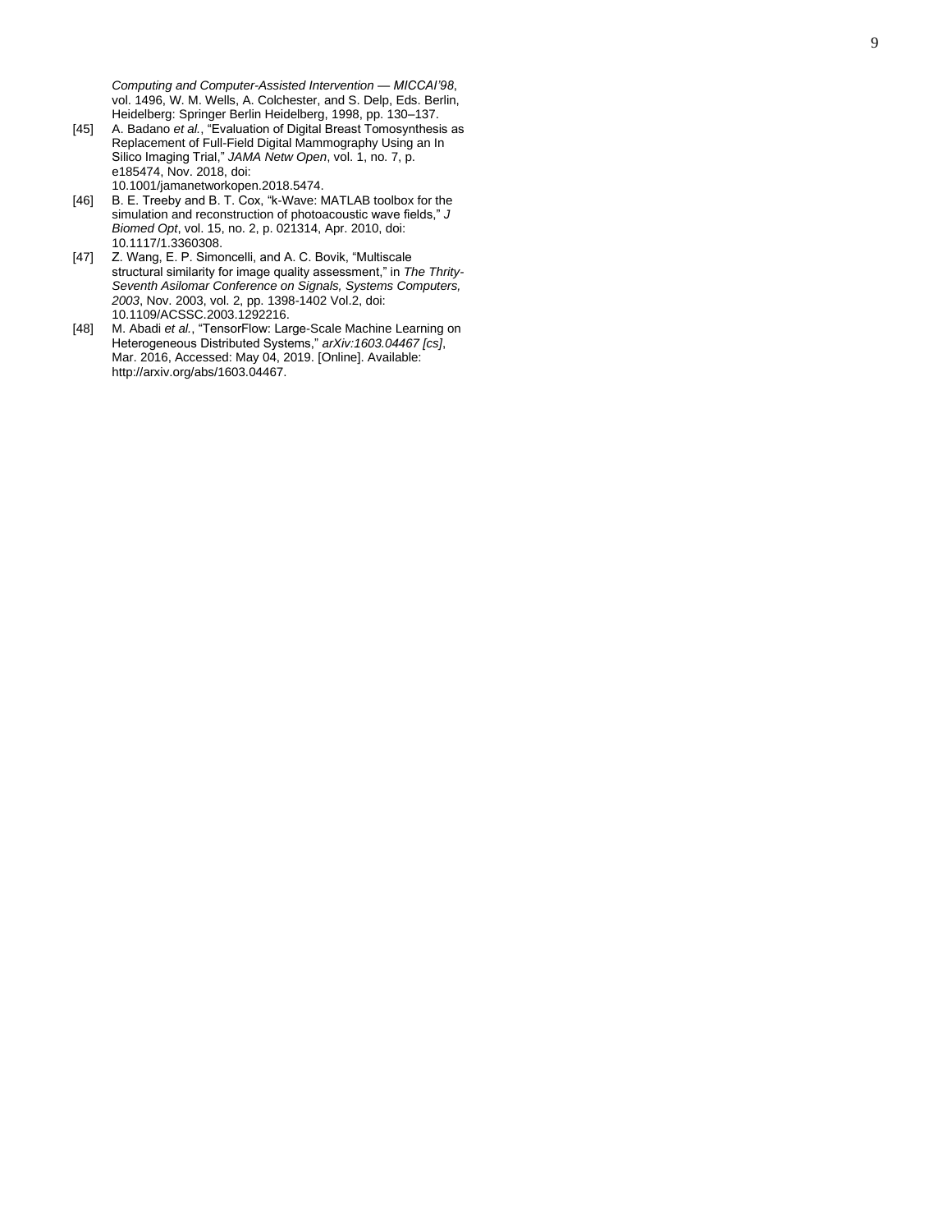*Computing and Computer-Assisted Intervention — MICCAI'98*, vol. 1496, W. M. Wells, A. Colchester, and S. Delp, Eds. Berlin, Heidelberg: Springer Berlin Heidelberg, 1998, pp. 130–137.

[45] A. Badano *et al.*, "Evaluation of Digital Breast Tomosynthesis as Replacement of Full-Field Digital Mammography Using an In Silico Imaging Trial," *JAMA Netw Open*, vol. 1, no. 7, p. e185474, Nov. 2018, doi: 10.1001/jamanetworkopen.2018.5474.

[46] B. E. Treeby and B. T. Cox, "k-Wave: MATLAB toolbox for the simulation and reconstruction of photoacoustic wave fields," *J Biomed Opt*, vol. 15, no. 2, p. 021314, Apr. 2010, doi: 10.1117/1.3360308.

[47] Z. Wang, E. P. Simoncelli, and A. C. Bovik, "Multiscale structural similarity for image quality assessment," in *The Thrity-Seventh Asilomar Conference on Signals, Systems Computers, 2003*, Nov. 2003, vol. 2, pp. 1398-1402 Vol.2, doi: 10.1109/ACSSC.2003.1292216.

[48] M. Abadi *et al.*, "TensorFlow: Large-Scale Machine Learning on Heterogeneous Distributed Systems," *arXiv:1603.04467 [cs]*, Mar. 2016, Accessed: May 04, 2019. [Online]. Available: http://arxiv.org/abs/1603.04467.